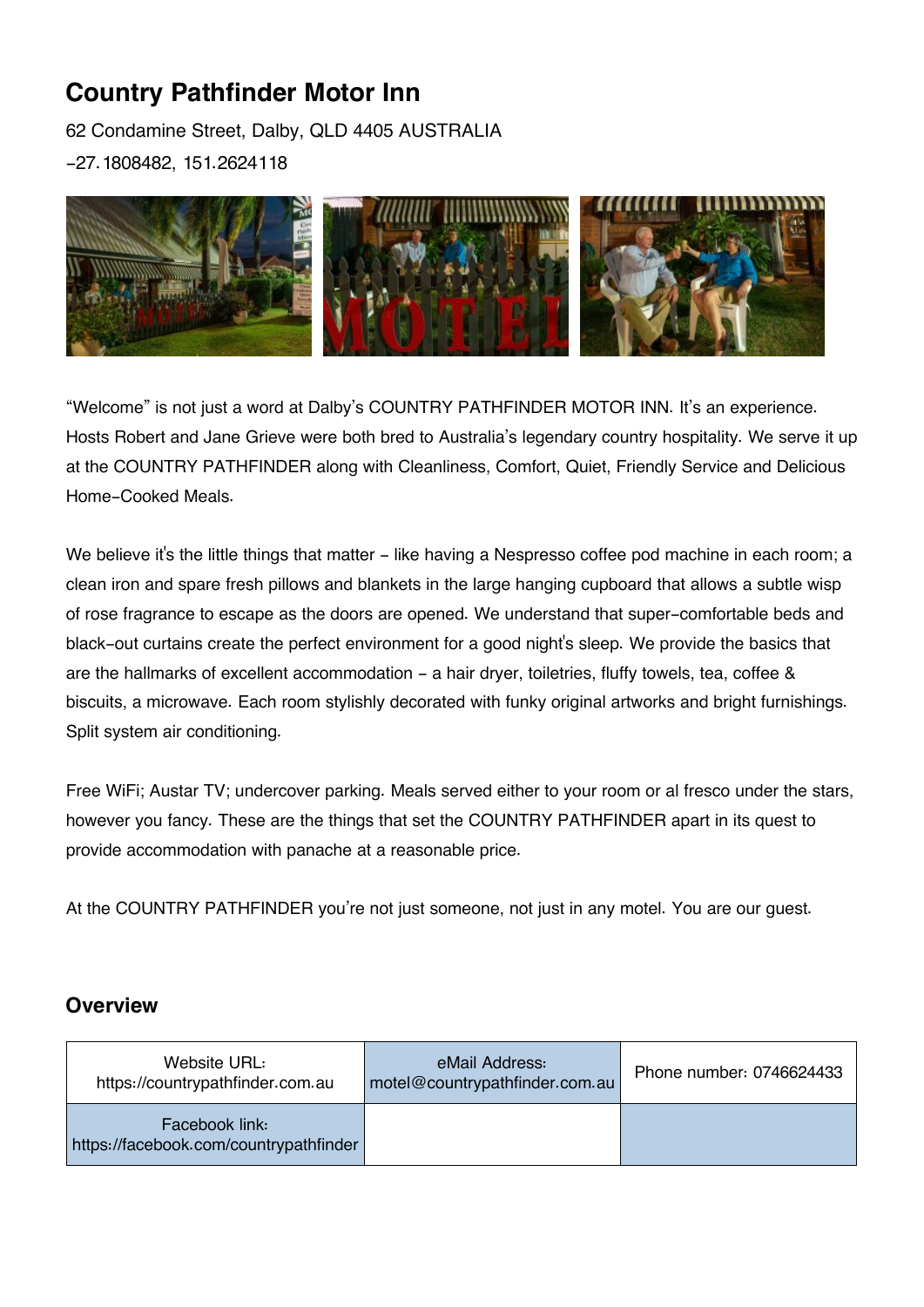# Country Pathfinder Motor Inn

62 Condamine Street, Dalby, QLD 4405 AUSTRALIA

-27.1808482, 151.2624118

“Welcome” is not just a word at Dalby’s COUNTRY PATHFINDER MOTOR INN. It’s an experience. Hosts Robert and Jane Grieve were both bred to Australia’s legendary country hospitality. We serve it up at the COUNTRY PATHFINDER along with Cleanliness, Comfort, Quiet, Friendly Service and Delicious Home-Cooked Meals.

We believe it's the little things that matter - like having a Nespresso coffee pod machine in each room; a clean iron and spare fresh pillows and blankets in the large hanging cupboard that allows a subtle wisp of rose fragrance to escape as the doors are opened. We understand that super-comfortable beds and black-out curtains create the perfect environment for a good night's sleep. We provide the basics that are the hallmarks of excellent accommodation - a hair dryer, toiletries, fluffy towels, tea, coffee & biscuits, a microwave. Each room stylishly decorated with funky original artworks and bright furnishings. Split system air conditioning.

Free WiFi; Austar TV; undercover parking. Meals served either to your room or al fresco under the stars, however you fancy. These are the things that set the COUNTRY PATHFINDER apart in its quest to provide accommodation with panache at a reasonable price.

At the COUNTRY PATHFINDER you’re not just someone, not just in any motel. You are our guest.

## Overview

| Website URL: https://countrypathfinder.com.au | eMail Address: motel@countrypathfinder.com.au | Phone number: 0746624433 |
|---|---|---|
| Facebook link: https://facebook.com/countrypathfinder | | |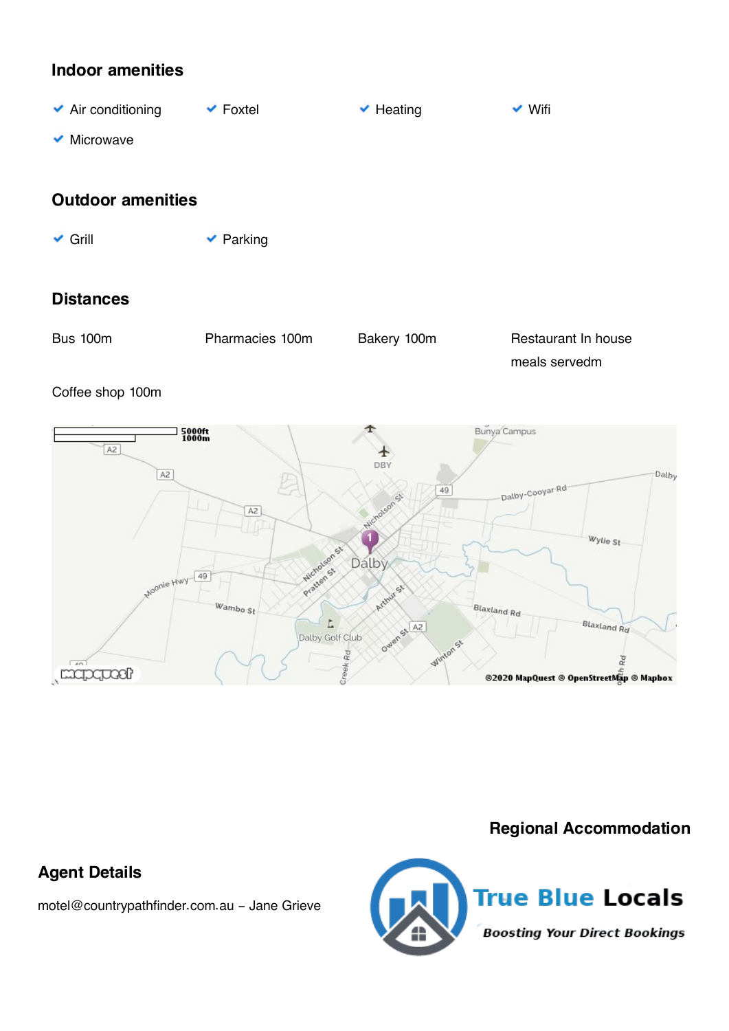## Indoor amenities

- Air conditioning
- Foxtel
- Heating
- Wifi
- Microwave

## Outdoor amenities

- Grill
- Parking

## Distances

Bus 100m

Pharmacies 100m

Bakery 100m

Restaurant In house meals servedm

Coffee shop 100m

## Regional Accommodation

## Agent Details

motel@countrypathfinder.com.au – Jane Grieve

True Blue Locals

Boosting Your Direct Bookings